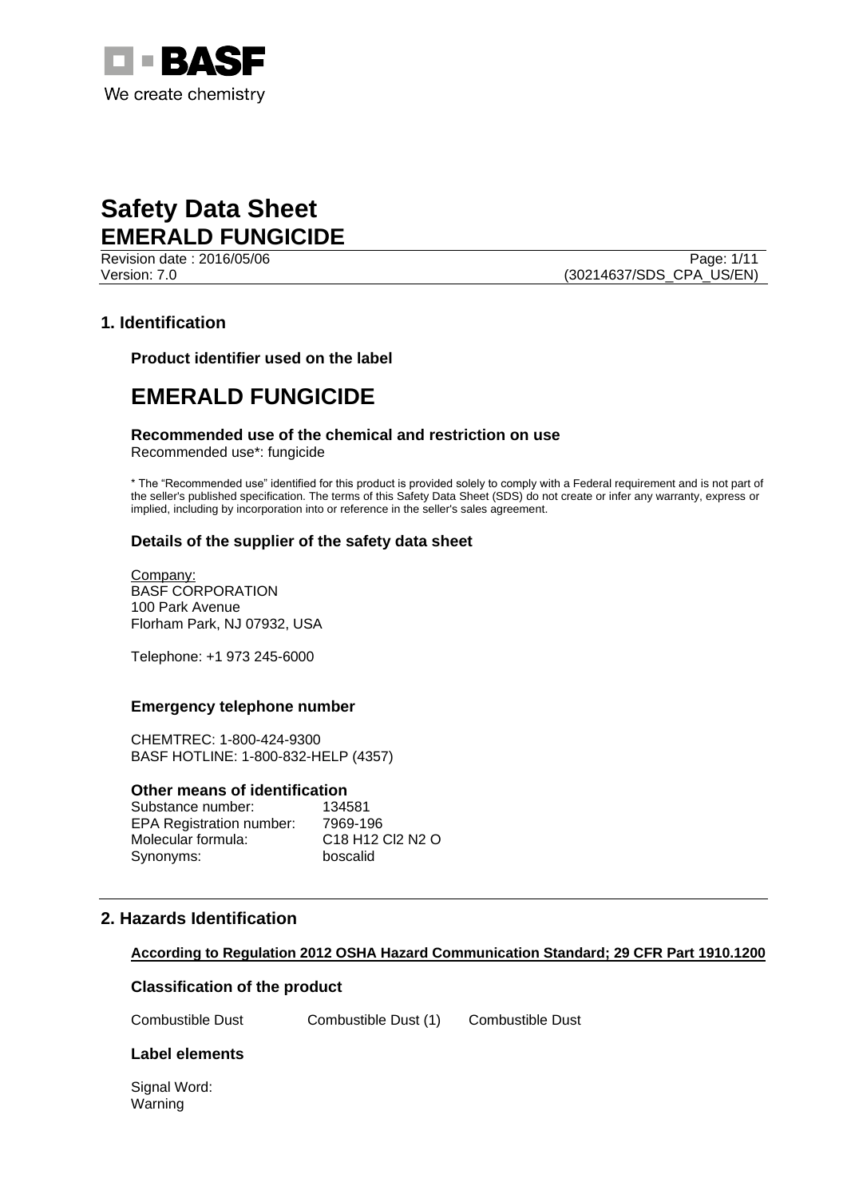# Safety Data Sheet
# EMERALD FUNGICIDE

Revision date : 2016/05/06
Version: 7.0 (30214637/SDS_CPA_US/EN)

## 1. Identification

### Product identifier used on the label

# EMERALD FUNGICIDE

### Recommended use of the chemical and restriction on use

Recommended use*: fungicide

* The "Recommended use" identified for this product is provided solely to comply with a Federal requirement and is not part of the seller's published specification. The terms of this Safety Data Sheet (SDS) do not create or infer any warranty, express or implied, including by incorporation into or reference in the seller's sales agreement.

### Details of the supplier of the safety data sheet

Company:
BASF CORPORATION
100 Park Avenue
Florham Park, NJ 07932, USA

Telephone: +1 973 245-6000

### Emergency telephone number

CHEMTREC: 1-800-424-9300
BASF HOTLINE: 1-800-832-HELP (4357)

### Other means of identification

| | |
|---|---|
| Substance number: | 134581 |
| EPA Registration number: | 7969-196 |
| Molecular formula: | $C_{18}H_{12}Cl_2N_2O$ |
| Synonyms: | boscalid |

## 2. Hazards Identification

**According to Regulation 2012 OSHA Hazard Communication Standard; 29 CFR Part 1910.1200**

### Classification of the product

| | | |
|---|---|---|
| Combustible Dust | Combustible Dust (1) | Combustible Dust |

### Label elements

Signal Word:
Warning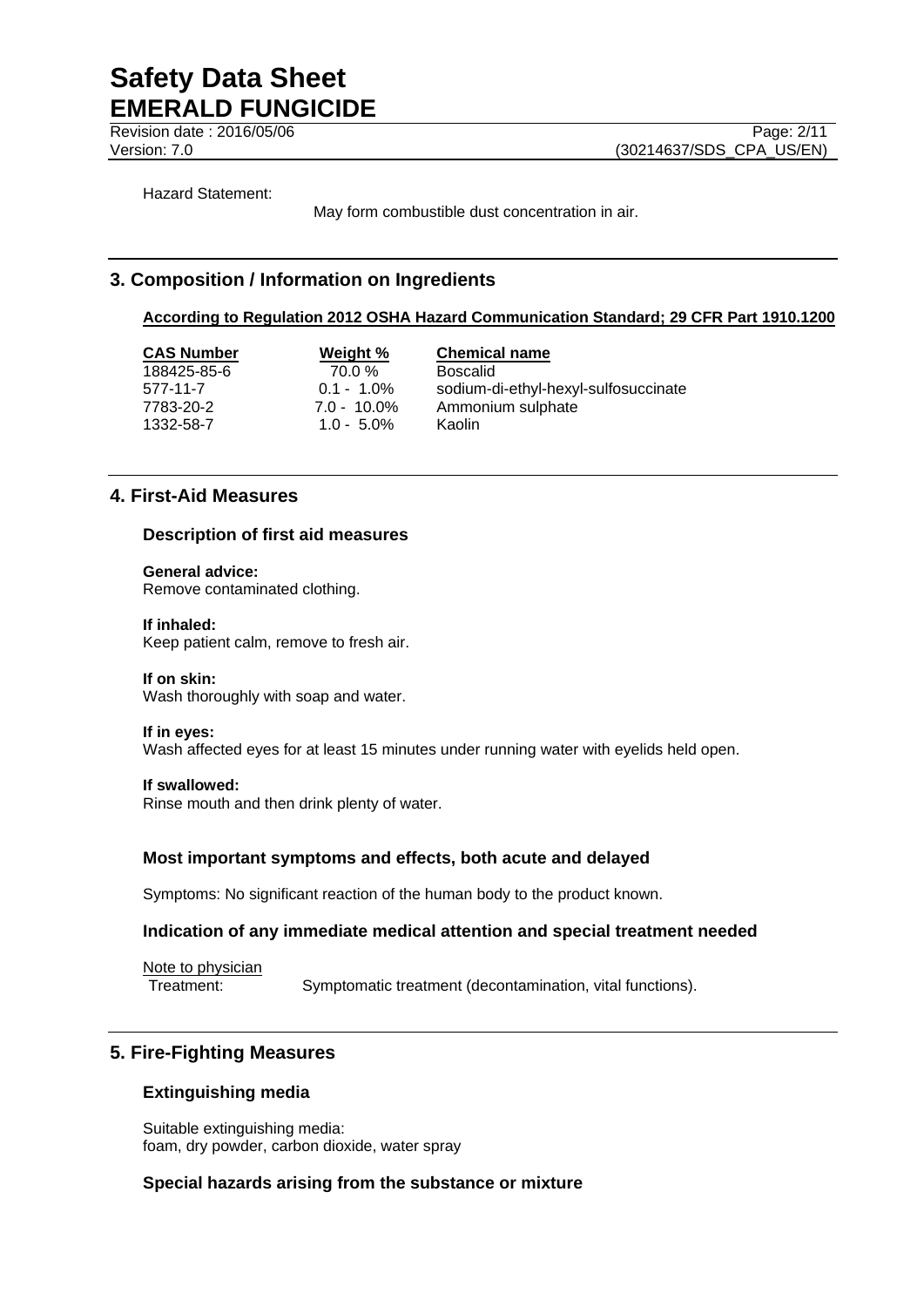Hazard Statement:

May form combustible dust concentration in air.

## 3. Composition / Information on Ingredients

**According to Regulation 2012 OSHA Hazard Communication Standard; 29 CFR Part 1910.1200**

| CAS Number | Weight % | Chemical name |
|---|---|---|
| 188425-85-6 | 70.0 % | Boscalid |
| 577-11-7 | 0.1 - 1.0% | sodium-di-ethyl-hexyl-sulfosuccinate |
| 7783-20-2 | 7.0 - 10.0% | Ammonium sulphate |
| 1332-58-7 | 1.0 - 5.0% | Kaolin |

## 4. First-Aid Measures

### Description of first aid measures

**General advice:**
Remove contaminated clothing.

**If inhaled:**
Keep patient calm, remove to fresh air.

**If on skin:**
Wash thoroughly with soap and water.

**If in eyes:**
Wash affected eyes for at least 15 minutes under running water with eyelids held open.

**If swallowed:**
Rinse mouth and then drink plenty of water.

### Most important symptoms and effects, both acute and delayed

Symptoms: No significant reaction of the human body to the product known.

### Indication of any immediate medical attention and special treatment needed

Note to physician
Treatment: Symptomatic treatment (decontamination, vital functions).

## 5. Fire-Fighting Measures

### Extinguishing media

Suitable extinguishing media:
foam, dry powder, carbon dioxide, water spray

### Special hazards arising from the substance or mixture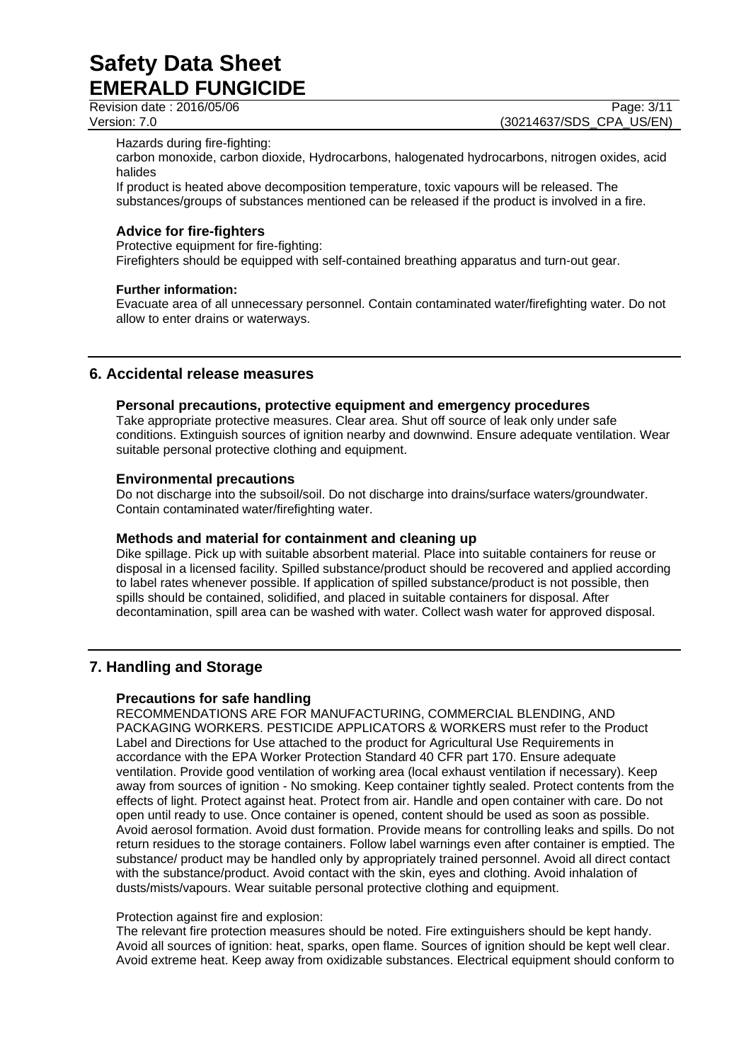Hazards during fire-fighting:
carbon monoxide, carbon dioxide, Hydrocarbons, halogenated hydrocarbons, nitrogen oxides, acid halides
If product is heated above decomposition temperature, toxic vapours will be released. The substances/groups of substances mentioned can be released if the product is involved in a fire.

### Advice for fire-fighters

Protective equipment for fire-fighting:
Firefighters should be equipped with self-contained breathing apparatus and turn-out gear.

**Further information:**
Evacuate area of all unnecessary personnel. Contain contaminated water/firefighting water. Do not allow to enter drains or waterways.

## 6. Accidental release measures

### Personal precautions, protective equipment and emergency procedures

Take appropriate protective measures. Clear area. Shut off source of leak only under safe conditions. Extinguish sources of ignition nearby and downwind. Ensure adequate ventilation. Wear suitable personal protective clothing and equipment.

### Environmental precautions

Do not discharge into the subsoil/soil. Do not discharge into drains/surface waters/groundwater. Contain contaminated water/firefighting water.

### Methods and material for containment and cleaning up

Dike spillage. Pick up with suitable absorbent material. Place into suitable containers for reuse or disposal in a licensed facility. Spilled substance/product should be recovered and applied according to label rates whenever possible. If application of spilled substance/product is not possible, then spills should be contained, solidified, and placed in suitable containers for disposal. After decontamination, spill area can be washed with water. Collect wash water for approved disposal.

## 7. Handling and Storage

### Precautions for safe handling

RECOMMENDATIONS ARE FOR MANUFACTURING, COMMERCIAL BLENDING, AND PACKAGING WORKERS. PESTICIDE APPLICATORS & WORKERS must refer to the Product Label and Directions for Use attached to the product for Agricultural Use Requirements in accordance with the EPA Worker Protection Standard 40 CFR part 170. Ensure adequate ventilation. Provide good ventilation of working area (local exhaust ventilation if necessary). Keep away from sources of ignition - No smoking. Keep container tightly sealed. Protect contents from the effects of light. Protect against heat. Protect from air. Handle and open container with care. Do not open until ready to use. Once container is opened, content should be used as soon as possible. Avoid aerosol formation. Avoid dust formation. Provide means for controlling leaks and spills. Do not return residues to the storage containers. Follow label warnings even after container is emptied. The substance/ product may be handled only by appropriately trained personnel. Avoid all direct contact with the substance/product. Avoid contact with the skin, eyes and clothing. Avoid inhalation of dusts/mists/vapours. Wear suitable personal protective clothing and equipment.

Protection against fire and explosion:
The relevant fire protection measures should be noted. Fire extinguishers should be kept handy. Avoid all sources of ignition: heat, sparks, open flame. Sources of ignition should be kept well clear. Avoid extreme heat. Keep away from oxidizable substances. Electrical equipment should conform to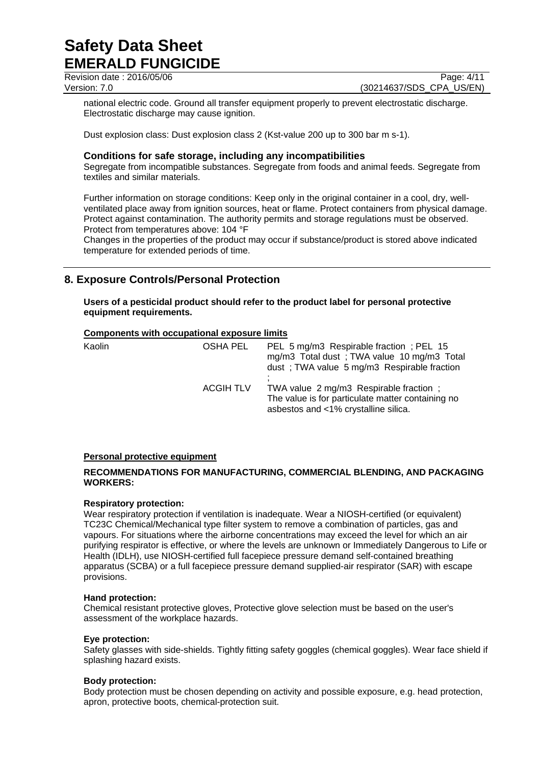national electric code. Ground all transfer equipment properly to prevent electrostatic discharge. Electrostatic discharge may cause ignition.

Dust explosion class: Dust explosion class 2 (Kst-value 200 up to 300 bar m s-1).

### Conditions for safe storage, including any incompatibilities

Segregate from incompatible substances. Segregate from foods and animal feeds. Segregate from textiles and similar materials.

Further information on storage conditions: Keep only in the original container in a cool, dry, well-ventilated place away from ignition sources, heat or flame. Protect containers from physical damage. Protect against contamination. The authority permits and storage regulations must be observed. Protect from temperatures above: 104 °F
Changes in the properties of the product may occur if substance/product is stored above indicated temperature for extended periods of time.

## 8. Exposure Controls/Personal Protection

**Users of a pesticidal product should refer to the product label for personal protective equipment requirements.**

**Components with occupational exposure limits**

| Component | Source | Limits |
|---|---|---|
| Kaolin | OSHA PEL | PEL 5 mg/m3 Respirable fraction ; PEL 15 mg/m3 Total dust ; TWA value 10 mg/m3 Total dust ; TWA value 5 mg/m3 Respirable fraction ; |
| | ACGIH TLV | TWA value 2 mg/m3 Respirable fraction ; The value is for particulate matter containing no asbestos and <1% crystalline silica. |

**Personal protective equipment**

**RECOMMENDATIONS FOR MANUFACTURING, COMMERCIAL BLENDING, AND PACKAGING WORKERS:**

**Respiratory protection:**
Wear respiratory protection if ventilation is inadequate. Wear a NIOSH-certified (or equivalent) TC23C Chemical/Mechanical type filter system to remove a combination of particles, gas and vapours. For situations where the airborne concentrations may exceed the level for which an air purifying respirator is effective, or where the levels are unknown or Immediately Dangerous to Life or Health (IDLH), use NIOSH-certified full facepiece pressure demand self-contained breathing apparatus (SCBA) or a full facepiece pressure demand supplied-air respirator (SAR) with escape provisions.

**Hand protection:**
Chemical resistant protective gloves, Protective glove selection must be based on the user's assessment of the workplace hazards.

**Eye protection:**
Safety glasses with side-shields. Tightly fitting safety goggles (chemical goggles). Wear face shield if splashing hazard exists.

**Body protection:**
Body protection must be chosen depending on activity and possible exposure, e.g. head protection, apron, protective boots, chemical-protection suit.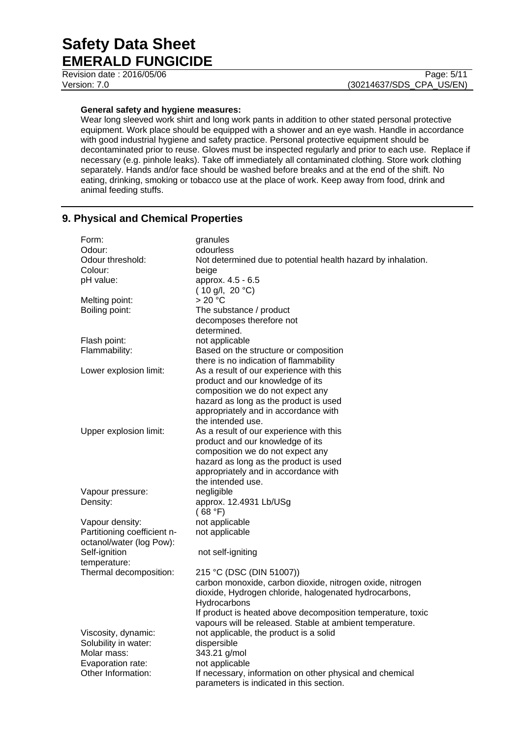**General safety and hygiene measures:**
Wear long sleeved work shirt and long work pants in addition to other stated personal protective equipment. Work place should be equipped with a shower and an eye wash. Handle in accordance with good industrial hygiene and safety practice. Personal protective equipment should be decontaminated prior to reuse. Gloves must be inspected regularly and prior to each use. Replace if necessary (e.g. pinhole leaks). Take off immediately all contaminated clothing. Store work clothing separately. Hands and/or face should be washed before breaks and at the end of the shift. No eating, drinking, smoking or tobacco use at the place of work. Keep away from food, drink and animal feeding stuffs.

## 9. Physical and Chemical Properties

| | |
|---|---|
| Form: | granules |
| Odour: | odourless |
| Odour threshold: | Not determined due to potential health hazard by inhalation. |
| Colour: | beige |
| pH value: | approx. 4.5 - 6.5 (10 g/l, 20 °C) |
| Melting point: | > 20 °C |
| Boiling point: | The substance / product decomposes therefore not determined. |
| Flash point: | not applicable |
| Flammability: | Based on the structure or composition there is no indication of flammability |
| Lower explosion limit: | As a result of our experience with this product and our knowledge of its composition we do not expect any hazard as long as the product is used appropriately and in accordance with the intended use. |
| Upper explosion limit: | As a result of our experience with this product and our knowledge of its composition we do not expect any hazard as long as the product is used appropriately and in accordance with the intended use. |
| Vapour pressure: | negligible |
| Density: | approx. 12.4931 Lb/USg (68 °F) |
| Vapour density: | not applicable |
| Partitioning coefficient n-octanol/water (log Pow): | not applicable |
| Self-ignition temperature: | not self-igniting |
| Thermal decomposition: | 215 °C (DSC (DIN 51007)) carbon monoxide, carbon dioxide, nitrogen oxide, nitrogen dioxide, Hydrogen chloride, halogenated hydrocarbons, Hydrocarbons If product is heated above decomposition temperature, toxic vapours will be released. Stable at ambient temperature. |
| Viscosity, dynamic: | not applicable, the product is a solid |
| Solubility in water: | dispersible |
| Molar mass: | 343.21 g/mol |
| Evaporation rate: | not applicable |
| Other Information: | If necessary, information on other physical and chemical parameters is indicated in this section. |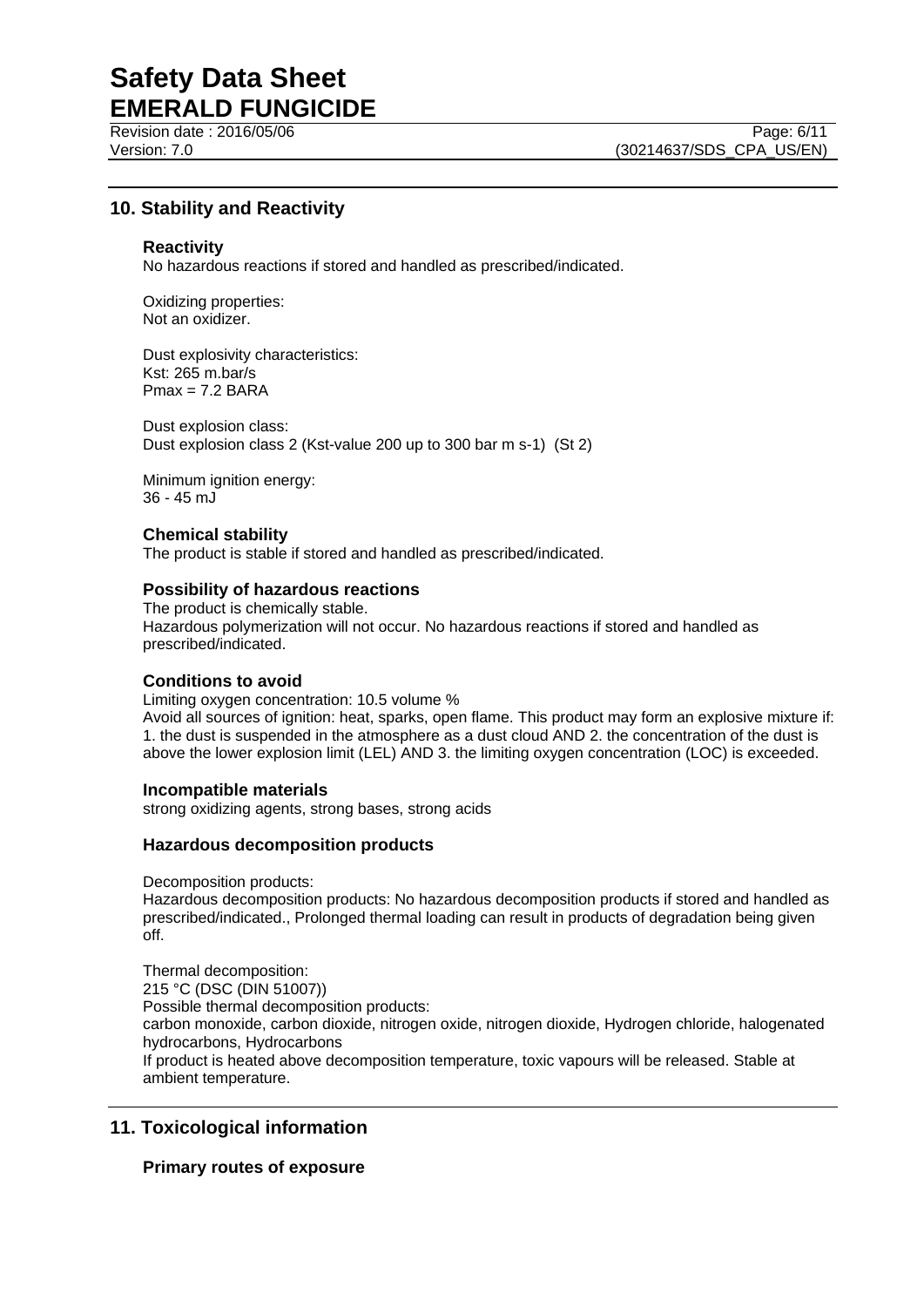## 10. Stability and Reactivity

### Reactivity

No hazardous reactions if stored and handled as prescribed/indicated.

Oxidizing properties:
Not an oxidizer.

Dust explosivity characteristics:
Kst: 265 m.bar/s
Pmax = 7.2 BARA

Dust explosion class:
Dust explosion class 2 (Kst-value 200 up to 300 bar m s-1) (St 2)

Minimum ignition energy:
36 - 45 mJ

### Chemical stability

The product is stable if stored and handled as prescribed/indicated.

### Possibility of hazardous reactions

The product is chemically stable.
Hazardous polymerization will not occur. No hazardous reactions if stored and handled as prescribed/indicated.

### Conditions to avoid

Limiting oxygen concentration: 10.5 volume %
Avoid all sources of ignition: heat, sparks, open flame. This product may form an explosive mixture if: 1. the dust is suspended in the atmosphere as a dust cloud AND 2. the concentration of the dust is above the lower explosion limit (LEL) AND 3. the limiting oxygen concentration (LOC) is exceeded.

### Incompatible materials

strong oxidizing agents, strong bases, strong acids

### Hazardous decomposition products

Decomposition products:
Hazardous decomposition products: No hazardous decomposition products if stored and handled as prescribed/indicated., Prolonged thermal loading can result in products of degradation being given off.

Thermal decomposition:
215 °C (DSC (DIN 51007))
Possible thermal decomposition products:
carbon monoxide, carbon dioxide, nitrogen oxide, nitrogen dioxide, Hydrogen chloride, halogenated hydrocarbons, Hydrocarbons
If product is heated above decomposition temperature, toxic vapours will be released. Stable at ambient temperature.

## 11. Toxicological information

### Primary routes of exposure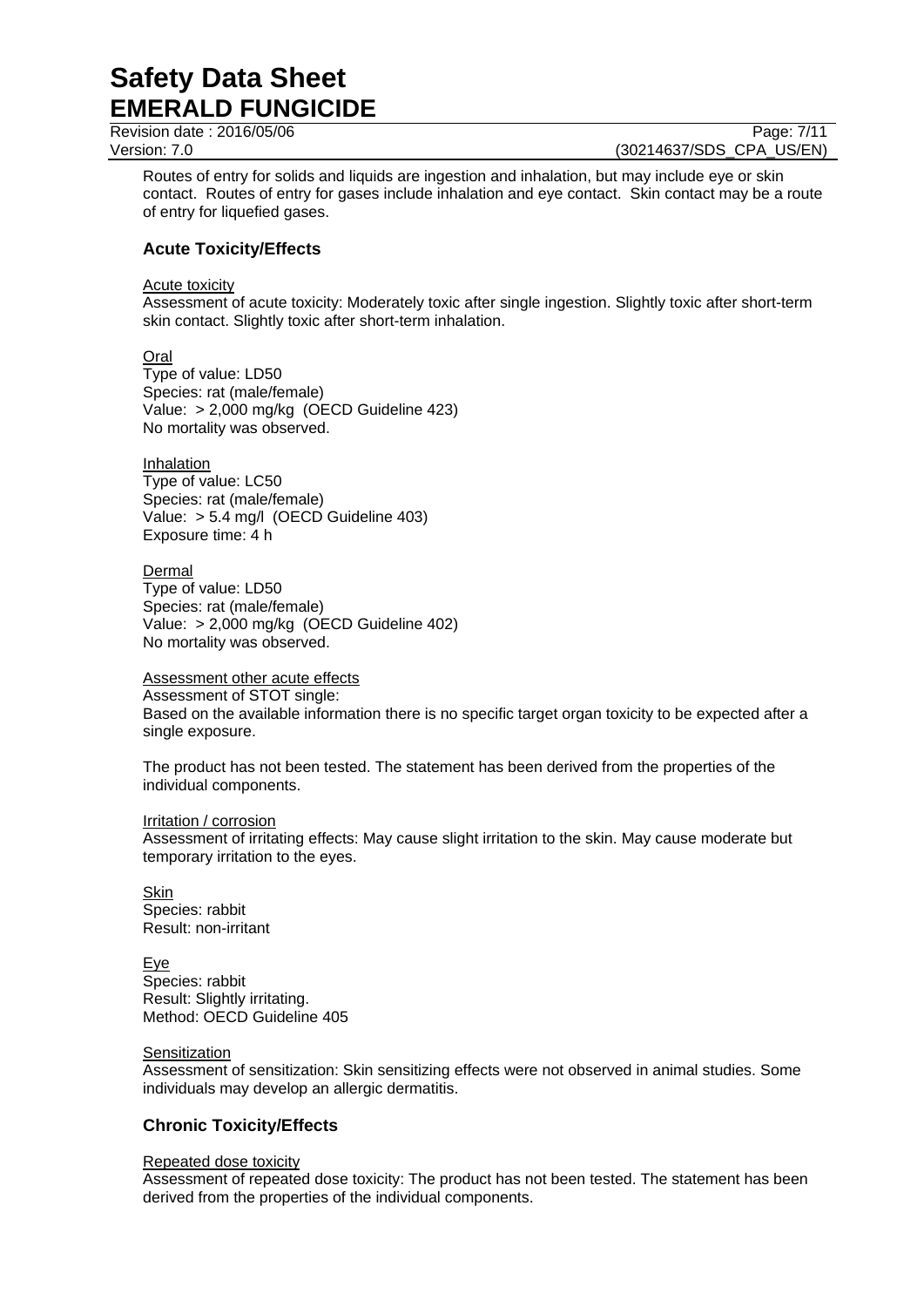Routes of entry for solids and liquids are ingestion and inhalation, but may include eye or skin contact. Routes of entry for gases include inhalation and eye contact. Skin contact may be a route of entry for liquefied gases.

### Acute Toxicity/Effects

Acute toxicity

Assessment of acute toxicity: Moderately toxic after single ingestion. Slightly toxic after short-term skin contact. Slightly toxic after short-term inhalation.

Oral

Type of value: LD50
Species: rat (male/female)
Value: > 2,000 mg/kg (OECD Guideline 423)
No mortality was observed.

Inhalation

Type of value: LC50
Species: rat (male/female)
Value: > 5.4 mg/l (OECD Guideline 403)
Exposure time: 4 h

Dermal

Type of value: LD50
Species: rat (male/female)
Value: > 2,000 mg/kg (OECD Guideline 402)
No mortality was observed.

Assessment other acute effects

Assessment of STOT single:
Based on the available information there is no specific target organ toxicity to be expected after a single exposure.

The product has not been tested. The statement has been derived from the properties of the individual components.

Irritation / corrosion

Assessment of irritating effects: May cause slight irritation to the skin. May cause moderate but temporary irritation to the eyes.

Skin

Species: rabbit
Result: non-irritant

Eye

Species: rabbit
Result: Slightly irritating.
Method: OECD Guideline 405

Sensitization

Assessment of sensitization: Skin sensitizing effects were not observed in animal studies. Some individuals may develop an allergic dermatitis.

### Chronic Toxicity/Effects

Repeated dose toxicity

Assessment of repeated dose toxicity: The product has not been tested. The statement has been derived from the properties of the individual components.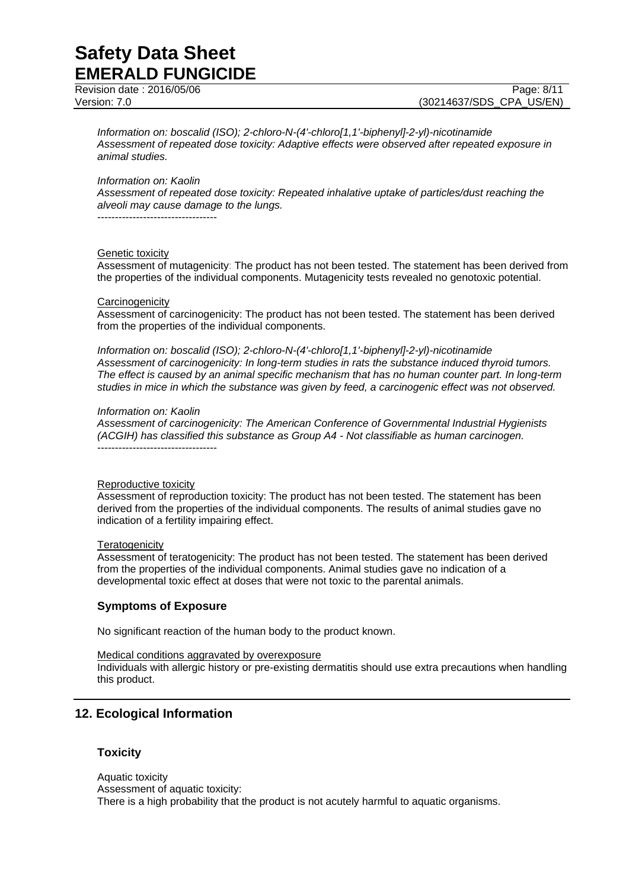*Information on: boscalid (ISO); 2-chloro-N-(4'-chloro[1,1'-biphenyl]-2-yl)-nicotinamide*
*Assessment of repeated dose toxicity: Adaptive effects were observed after repeated exposure in animal studies.*

*Information on: Kaolin*
*Assessment of repeated dose toxicity: Repeated inhalative uptake of particles/dust reaching the alveoli may cause damage to the lungs.*
----------------------------------

Genetic toxicity
Assessment of mutagenicity: The product has not been tested. The statement has been derived from the properties of the individual components. Mutagenicity tests revealed no genotoxic potential.

Carcinogenicity
Assessment of carcinogenicity: The product has not been tested. The statement has been derived from the properties of the individual components.

*Information on: boscalid (ISO); 2-chloro-N-(4'-chloro[1,1'-biphenyl]-2-yl)-nicotinamide*
*Assessment of carcinogenicity: In long-term studies in rats the substance induced thyroid tumors. The effect is caused by an animal specific mechanism that has no human counter part. In long-term studies in mice in which the substance was given by feed, a carcinogenic effect was not observed.*

*Information on: Kaolin*
*Assessment of carcinogenicity: The American Conference of Governmental Industrial Hygienists (ACGIH) has classified this substance as Group A4 - Not classifiable as human carcinogen.*
----------------------------------

Reproductive toxicity
Assessment of reproduction toxicity: The product has not been tested. The statement has been derived from the properties of the individual components. The results of animal studies gave no indication of a fertility impairing effect.

Teratogenicity
Assessment of teratogenicity: The product has not been tested. The statement has been derived from the properties of the individual components. Animal studies gave no indication of a developmental toxic effect at doses that were not toxic to the parental animals.

### Symptoms of Exposure

No significant reaction of the human body to the product known.

Medical conditions aggravated by overexposure
Individuals with allergic history or pre-existing dermatitis should use extra precautions when handling this product.

## 12. Ecological Information

### Toxicity

Aquatic toxicity
Assessment of aquatic toxicity:
There is a high probability that the product is not acutely harmful to aquatic organisms.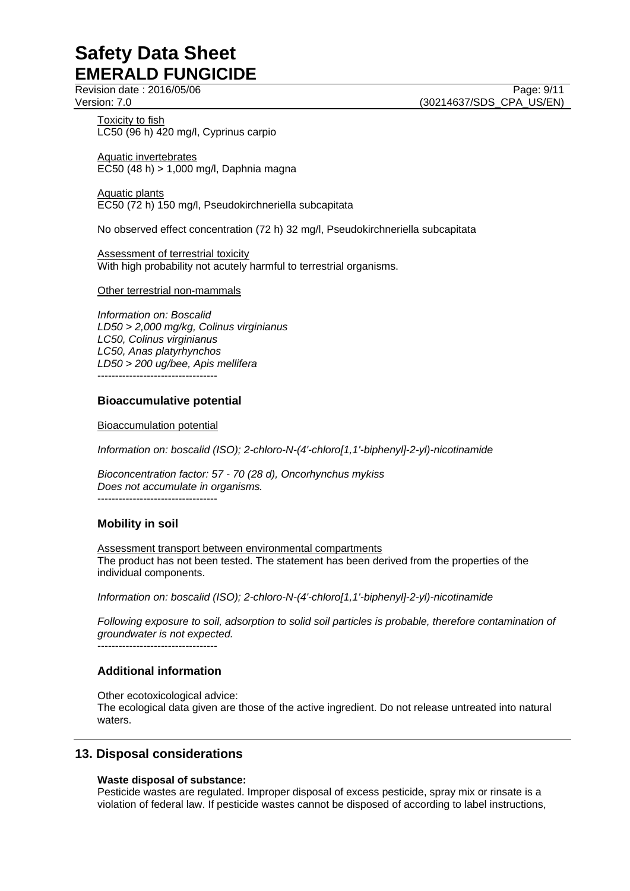Toxicity to fish
LC50 (96 h) 420 mg/l, Cyprinus carpio

Aquatic invertebrates
EC50 (48 h) > 1,000 mg/l, Daphnia magna

Aquatic plants
EC50 (72 h) 150 mg/l, Pseudokirchneriella subcapitata

No observed effect concentration (72 h) 32 mg/l, Pseudokirchneriella subcapitata

Assessment of terrestrial toxicity
With high probability not acutely harmful to terrestrial organisms.

Other terrestrial non-mammals

*Information on: Boscalid*
*LD50 > 2,000 mg/kg, Colinus virginianus*
*LC50, Colinus virginianus*
*LC50, Anas platyrhynchos*
*LD50 > 200 ug/bee, Apis mellifera*
----------------------------------

### Bioaccumulative potential

Bioaccumulation potential

*Information on: boscalid (ISO); 2-chloro-N-(4'-chloro[1,1'-biphenyl]-2-yl)-nicotinamide*

*Bioconcentration factor: 57 - 70 (28 d), Oncorhynchus mykiss*
*Does not accumulate in organisms.*
----------------------------------

### Mobility in soil

Assessment transport between environmental compartments
The product has not been tested. The statement has been derived from the properties of the individual components.

*Information on: boscalid (ISO); 2-chloro-N-(4'-chloro[1,1'-biphenyl]-2-yl)-nicotinamide*

*Following exposure to soil, adsorption to solid soil particles is probable, therefore contamination of groundwater is not expected.*
----------------------------------

### Additional information

Other ecotoxicological advice:
The ecological data given are those of the active ingredient. Do not release untreated into natural waters.

## 13. Disposal considerations

**Waste disposal of substance:**
Pesticide wastes are regulated. Improper disposal of excess pesticide, spray mix or rinsate is a violation of federal law. If pesticide wastes cannot be disposed of according to label instructions,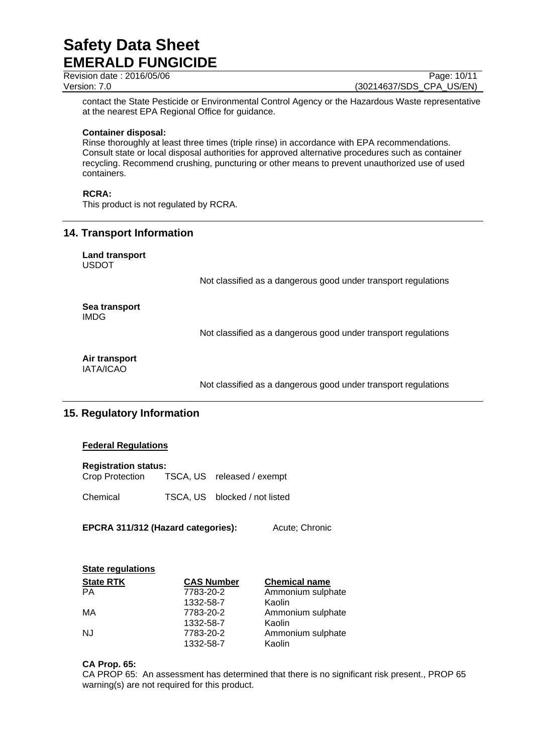contact the State Pesticide or Environmental Control Agency or the Hazardous Waste representative at the nearest EPA Regional Office for guidance.

**Container disposal:**
Rinse thoroughly at least three times (triple rinse) in accordance with EPA recommendations. Consult state or local disposal authorities for approved alternative procedures such as container recycling. Recommend crushing, puncturing or other means to prevent unauthorized use of used containers.

**RCRA:**
This product is not regulated by RCRA.

## 14. Transport Information

**Land transport**
USDOT

Not classified as a dangerous good under transport regulations

**Sea transport**
IMDG

Not classified as a dangerous good under transport regulations

**Air transport**
IATA/ICAO

Not classified as a dangerous good under transport regulations

## 15. Regulatory Information

**Federal Regulations**

**Registration status:**

| | | |
|---|---|---|
| Crop Protection | TSCA, US | released / exempt |
| Chemical | TSCA, US | blocked / not listed |

**EPCRA 311/312 (Hazard categories):** Acute; Chronic

**State regulations**

| State RTK | CAS Number | Chemical name |
|---|---|---|
| PA | 7783-20-2 | Ammonium sulphate |
| | 1332-58-7 | Kaolin |
| MA | 7783-20-2 | Ammonium sulphate |
| | 1332-58-7 | Kaolin |
| NJ | 7783-20-2 | Ammonium sulphate |
| | 1332-58-7 | Kaolin |

**CA Prop. 65:**
CA PROP 65: An assessment has determined that there is no significant risk present., PROP 65 warning(s) are not required for this product.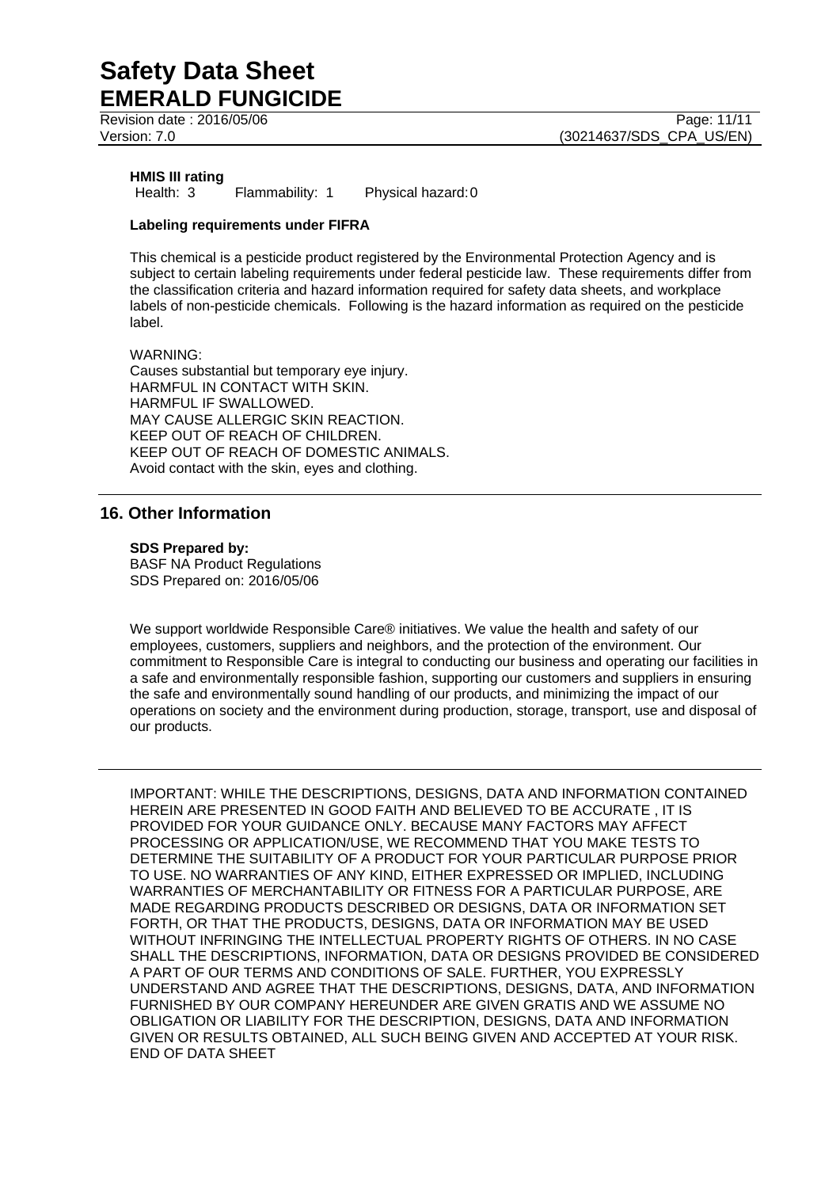**HMIS III rating**

Health: 3 Flammability: 1 Physical hazard: 0

**Labeling requirements under FIFRA**

This chemical is a pesticide product registered by the Environmental Protection Agency and is subject to certain labeling requirements under federal pesticide law. These requirements differ from the classification criteria and hazard information required for safety data sheets, and workplace labels of non-pesticide chemicals. Following is the hazard information as required on the pesticide label.

WARNING:
Causes substantial but temporary eye injury.
HARMFUL IN CONTACT WITH SKIN.
HARMFUL IF SWALLOWED.
MAY CAUSE ALLERGIC SKIN REACTION.
KEEP OUT OF REACH OF CHILDREN.
KEEP OUT OF REACH OF DOMESTIC ANIMALS.
Avoid contact with the skin, eyes and clothing.

## 16. Other Information

**SDS Prepared by:**
BASF NA Product Regulations
SDS Prepared on: 2016/05/06

We support worldwide Responsible Care® initiatives. We value the health and safety of our employees, customers, suppliers and neighbors, and the protection of the environment. Our commitment to Responsible Care is integral to conducting our business and operating our facilities in a safe and environmentally responsible fashion, supporting our customers and suppliers in ensuring the safe and environmentally sound handling of our products, and minimizing the impact of our operations on society and the environment during production, storage, transport, use and disposal of our products.

---

IMPORTANT: WHILE THE DESCRIPTIONS, DESIGNS, DATA AND INFORMATION CONTAINED HEREIN ARE PRESENTED IN GOOD FAITH AND BELIEVED TO BE ACCURATE , IT IS PROVIDED FOR YOUR GUIDANCE ONLY. BECAUSE MANY FACTORS MAY AFFECT PROCESSING OR APPLICATION/USE, WE RECOMMEND THAT YOU MAKE TESTS TO DETERMINE THE SUITABILITY OF A PRODUCT FOR YOUR PARTICULAR PURPOSE PRIOR TO USE. NO WARRANTIES OF ANY KIND, EITHER EXPRESSED OR IMPLIED, INCLUDING WARRANTIES OF MERCHANTABILITY OR FITNESS FOR A PARTICULAR PURPOSE, ARE MADE REGARDING PRODUCTS DESCRIBED OR DESIGNS, DATA OR INFORMATION SET FORTH, OR THAT THE PRODUCTS, DESIGNS, DATA OR INFORMATION MAY BE USED WITHOUT INFRINGING THE INTELLECTUAL PROPERTY RIGHTS OF OTHERS. IN NO CASE SHALL THE DESCRIPTIONS, INFORMATION, DATA OR DESIGNS PROVIDED BE CONSIDERED A PART OF OUR TERMS AND CONDITIONS OF SALE. FURTHER, YOU EXPRESSLY UNDERSTAND AND AGREE THAT THE DESCRIPTIONS, DESIGNS, DATA, AND INFORMATION FURNISHED BY OUR COMPANY HEREUNDER ARE GIVEN GRATIS AND WE ASSUME NO OBLIGATION OR LIABILITY FOR THE DESCRIPTION, DESIGNS, DATA AND INFORMATION GIVEN OR RESULTS OBTAINED, ALL SUCH BEING GIVEN AND ACCEPTED AT YOUR RISK.
END OF DATA SHEET